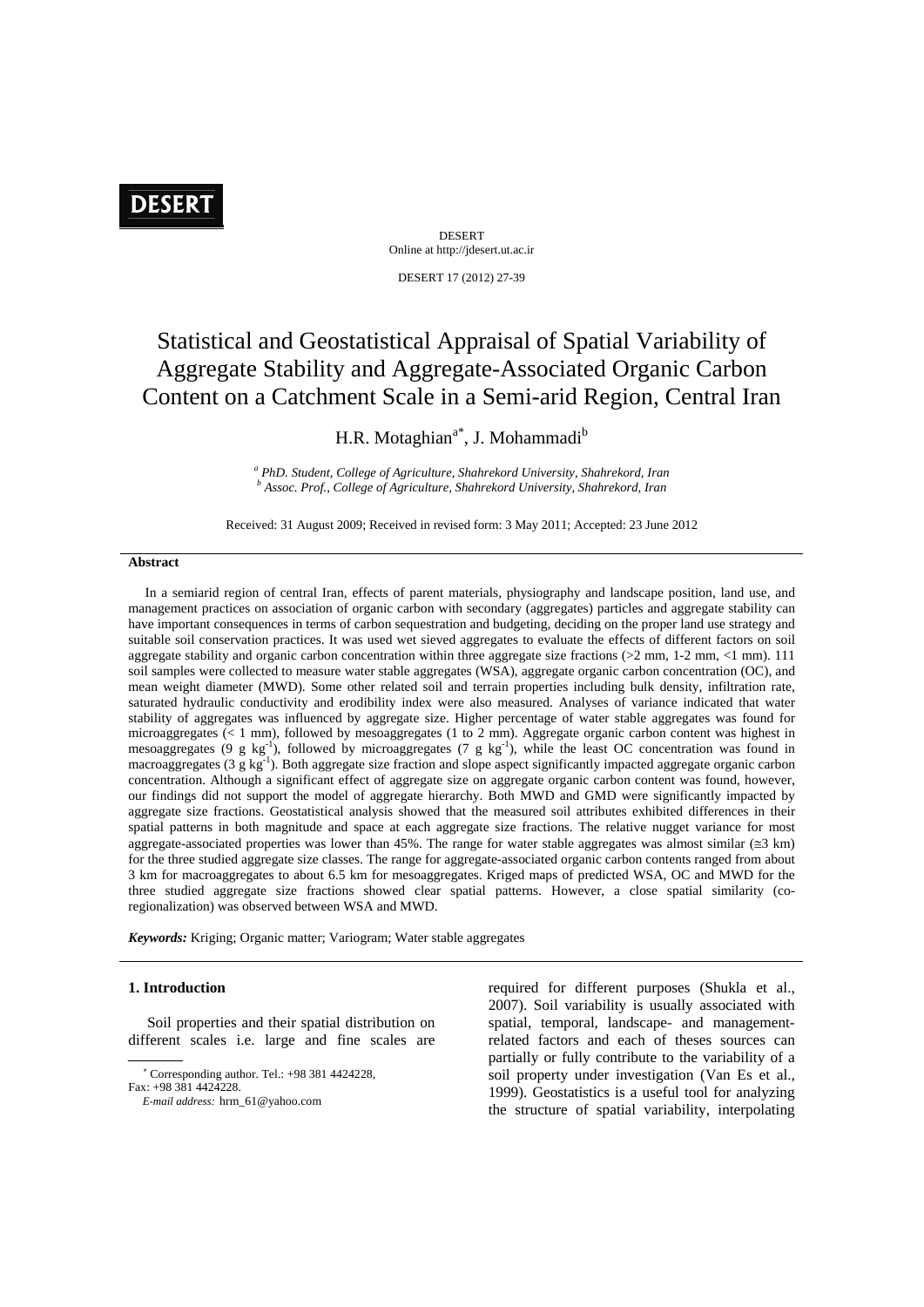# Statistical and Geostatistical Appraisal of Spatial Variability of Aggregate Stability and Aggregate-Associated Organic Carbon Content on a Catchment Scale in a Semi-arid Region, Central Iran

H.R. Motaghian[a*], J. Mohammadi[b]

[a] *PhD. Student, College of Agriculture, Shahrekord University, Shahrekord, Iran*
[b] *Assoc. Prof., College of Agriculture, Shahrekord University, Shahrekord, Iran*

Received: 31 August 2009; Received in revised form: 3 May 2011; Accepted: 23 June 2012

## Abstract

In a semiarid region of central Iran, effects of parent materials, physiography and landscape position, land use, and management practices on association of organic carbon with secondary (aggregates) particles and aggregate stability can have important consequences in terms of carbon sequestration and budgeting, deciding on the proper land use strategy and suitable soil conservation practices. It was used wet sieved aggregates to evaluate the effects of different factors on soil aggregate stability and organic carbon concentration within three aggregate size fractions (>2 mm, 1-2 mm, <1 mm). 111 soil samples were collected to measure water stable aggregates (WSA), aggregate organic carbon concentration (OC), and mean weight diameter (MWD). Some other related soil and terrain properties including bulk density, infiltration rate, saturated hydraulic conductivity and erodibility index were also measured. Analyses of variance indicated that water stability of aggregates was influenced by aggregate size. Higher percentage of water stable aggregates was found for microaggregates (< 1 mm), followed by mesoaggregates (1 to 2 mm). Aggregate organic carbon content was highest in mesoaggregates (9 g $kg^{-1}$), followed by microaggregates (7 g $kg^{-1}$), while the least OC concentration was found in macroaggregates (3 g $kg^{-1}$). Both aggregate size fraction and slope aspect significantly impacted aggregate organic carbon concentration. Although a significant effect of aggregate size on aggregate organic carbon content was found, however, our findings did not support the model of aggregate hierarchy. Both MWD and GMD were significantly impacted by aggregate size fractions. Geostatistical analysis showed that the measured soil attributes exhibited differences in their spatial patterns in both magnitude and space at each aggregate size fractions. The relative nugget variance for most aggregate-associated properties was lower than 45%. The range for water stable aggregates was almost similar (≅3 km) for the three studied aggregate size classes. The range for aggregate-associated organic carbon contents ranged from about 3 km for macroaggregates to about 6.5 km for mesoaggregates. Kriged maps of predicted WSA, OC and MWD for the three studied aggregate size fractions showed clear spatial patterns. However, a close spatial similarity (co-regionalization) was observed between WSA and MWD.

***Keywords:*** Kriging; Organic matter; Variogram; Water stable aggregates

## 1. Introduction

Soil properties and their spatial distribution on different scales i.e. large and fine scales are required for different purposes (Shukla et al., 2007). Soil variability is usually associated with spatial, temporal, landscape- and management-related factors and each of theses sources can partially or fully contribute to the variability of a soil property under investigation (Van Es et al., 1999). Geostatistics is a useful tool for analyzing the structure of spatial variability, interpolating

---

\* Corresponding author. Tel.: +98 381 4424228, Fax: +98 381 4424228.
*E-mail address:* hrm_61@yahoo.com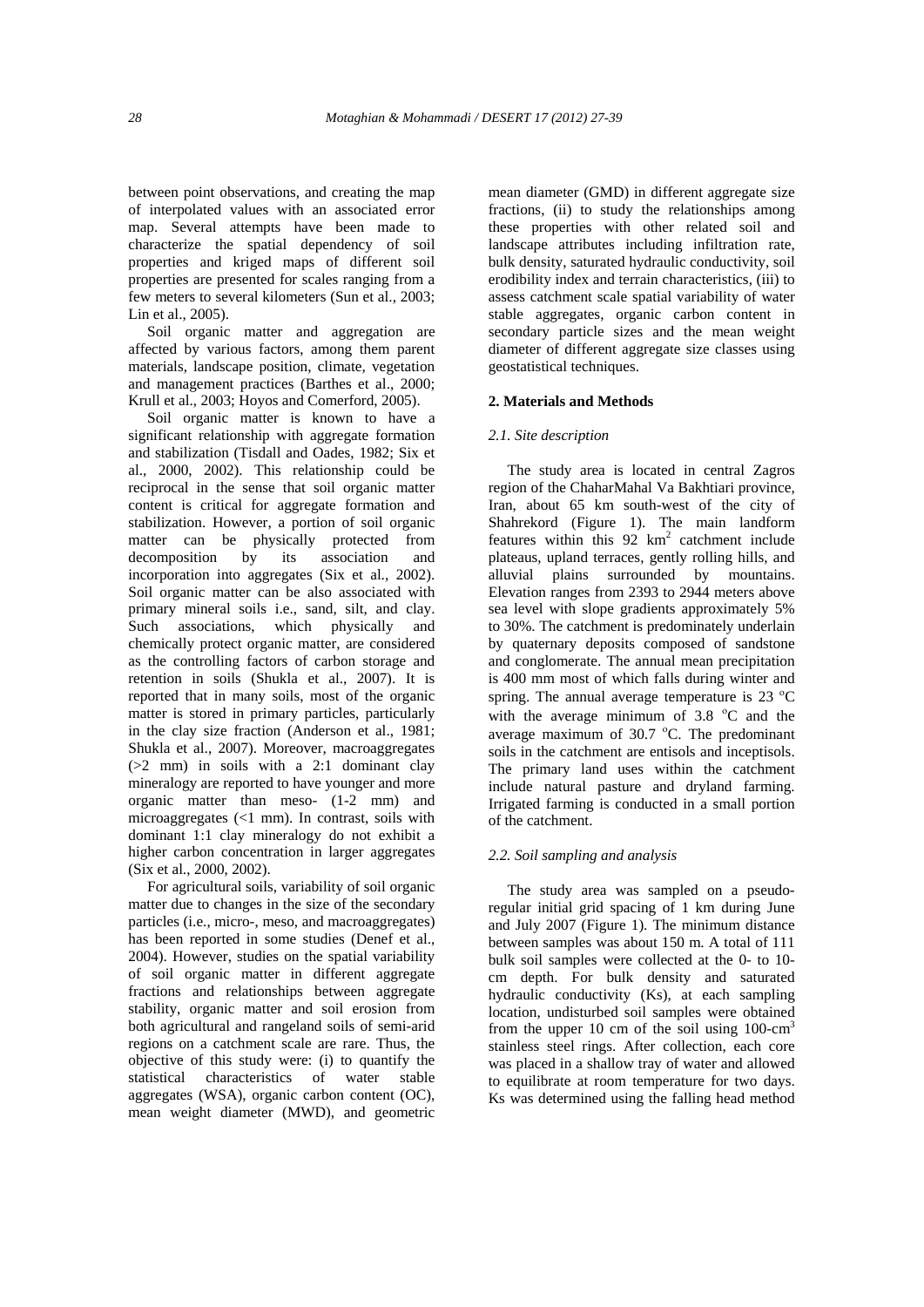between point observations, and creating the map of interpolated values with an associated error map. Several attempts have been made to characterize the spatial dependency of soil properties and kriged maps of different soil properties are presented for scales ranging from a few meters to several kilometers (Sun et al., 2003; Lin et al., 2005).

Soil organic matter and aggregation are affected by various factors, among them parent materials, landscape position, climate, vegetation and management practices (Barthes et al., 2000; Krull et al., 2003; Hoyos and Comerford, 2005).

Soil organic matter is known to have a significant relationship with aggregate formation and stabilization (Tisdall and Oades, 1982; Six et al., 2000, 2002). This relationship could be reciprocal in the sense that soil organic matter content is critical for aggregate formation and stabilization. However, a portion of soil organic matter can be physically protected from decomposition by its association and incorporation into aggregates (Six et al., 2002). Soil organic matter can be also associated with primary mineral soils i.e., sand, silt, and clay. Such associations, which physically and chemically protect organic matter, are considered as the controlling factors of carbon storage and retention in soils (Shukla et al., 2007). It is reported that in many soils, most of the organic matter is stored in primary particles, particularly in the clay size fraction (Anderson et al., 1981; Shukla et al., 2007). Moreover, macroaggregates (>2 mm) in soils with a 2:1 dominant clay mineralogy are reported to have younger and more organic matter than meso- (1-2 mm) and microaggregates (<1 mm). In contrast, soils with dominant 1:1 clay mineralogy do not exhibit a higher carbon concentration in larger aggregates (Six et al., 2000, 2002).

For agricultural soils, variability of soil organic matter due to changes in the size of the secondary particles (i.e., micro-, meso, and macroaggregates) has been reported in some studies (Denef et al., 2004). However, studies on the spatial variability of soil organic matter in different aggregate fractions and relationships between aggregate stability, organic matter and soil erosion from both agricultural and rangeland soils of semi-arid regions on a catchment scale are rare. Thus, the objective of this study were: (i) to quantify the statistical characteristics of water stable aggregates (WSA), organic carbon content (OC), mean weight diameter (MWD), and geometric mean diameter (GMD) in different aggregate size fractions, (ii) to study the relationships among these properties with other related soil and landscape attributes including infiltration rate, bulk density, saturated hydraulic conductivity, soil erodibility index and terrain characteristics, (iii) to assess catchment scale spatial variability of water stable aggregates, organic carbon content in secondary particle sizes and the mean weight diameter of different aggregate size classes using geostatistical techniques.

## 2. Materials and Methods

### *2.1. Site description*

The study area is located in central Zagros region of the ChaharMahal Va Bakhtiari province, Iran, about 65 km south-west of the city of Shahrekord (Figure 1). The main landform features within this 92 $km^2$ catchment include plateaus, upland terraces, gently rolling hills, and alluvial plains surrounded by mountains. Elevation ranges from 2393 to 2944 meters above sea level with slope gradients approximately 5% to 30%. The catchment is predominately underlain by quaternary deposits composed of sandstone and conglomerate. The annual mean precipitation is 400 mm most of which falls during winter and spring. The annual average temperature is 23 $^{o}$C with the average minimum of 3.8 $^{o}$C and the average maximum of 30.7 $^{o}$C. The predominant soils in the catchment are entisols and inceptisols. The primary land uses within the catchment include natural pasture and dryland farming. Irrigated farming is conducted in a small portion of the catchment.

### *2.2. Soil sampling and analysis*

The study area was sampled on a pseudo-regular initial grid spacing of 1 km during June and July 2007 (Figure 1). The minimum distance between samples was about 150 m. A total of 111 bulk soil samples were collected at the 0- to 10-cm depth. For bulk density and saturated hydraulic conductivity (Ks), at each sampling location, undisturbed soil samples were obtained from the upper 10 cm of the soil using 100-$cm^3$ stainless steel rings. After collection, each core was placed in a shallow tray of water and allowed to equilibrate at room temperature for two days. Ks was determined using the falling head method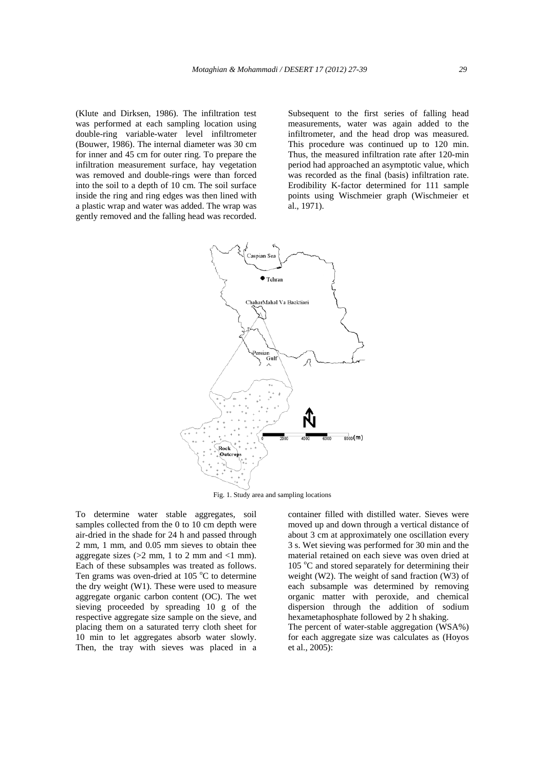(Klute and Dirksen, 1986). The infiltration test was performed at each sampling location using double-ring variable-water level infiltrometer (Bouwer, 1986). The internal diameter was 30 cm for inner and 45 cm for outer ring. To prepare the infiltration measurement surface, hay vegetation was removed and double-rings were than forced into the soil to a depth of 10 cm. The soil surface inside the ring and ring edges was then lined with a plastic wrap and water was added. The wrap was gently removed and the falling head was recorded. Subsequent to the first series of falling head measurements, water was again added to the infiltrometer, and the head drop was measured. This procedure was continued up to 120 min. Thus, the measured infiltration rate after 120-min period had approached an asymptotic value, which was recorded as the final (basis) infiltration rate. Erodibility K-factor determined for 111 sample points using Wischmeier graph (Wischmeier et al., 1971).

Fig. 1. Study area and sampling locations

To determine water stable aggregates, soil samples collected from the 0 to 10 cm depth were air-dried in the shade for 24 h and passed through 2 mm, 1 mm, and 0.05 mm sieves to obtain thee aggregate sizes (>2 mm, 1 to 2 mm and <1 mm). Each of these subsamples was treated as follows. Ten grams was oven-dried at 105 °C to determine the dry weight (W1). These were used to measure aggregate organic carbon content (OC). The wet sieving proceeded by spreading 10 g of the respective aggregate size sample on the sieve, and placing them on a saturated terry cloth sheet for 10 min to let aggregates absorb water slowly. Then, the tray with sieves was placed in a container filled with distilled water. Sieves were moved up and down through a vertical distance of about 3 cm at approximately one oscillation every 3 s. Wet sieving was performed for 30 min and the material retained on each sieve was oven dried at 105 °C and stored separately for determining their weight (W2). The weight of sand fraction (W3) of each subsample was determined by removing organic matter with peroxide, and chemical dispersion through the addition of sodium hexametaphosphate followed by 2 h shaking.

The percent of water-stable aggregation (WSA%) for each aggregate size was calculates as (Hoyos et al., 2005):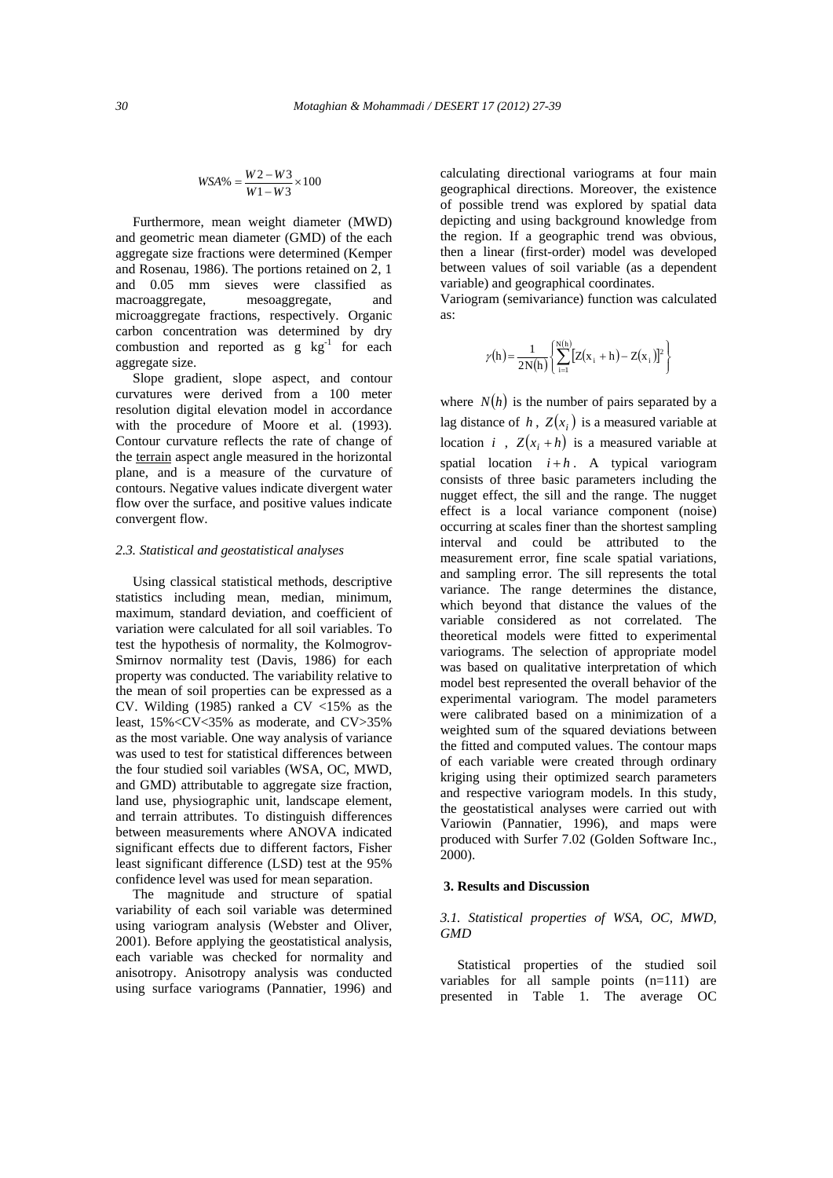$$WSA\% = \frac{W2 - W3}{W1 - W3} \times 100$$

Furthermore, mean weight diameter (MWD) and geometric mean diameter (GMD) of the each aggregate size fractions were determined (Kemper and Rosenau, 1986). The portions retained on 2, 1 and 0.05 mm sieves were classified as macroaggregate, mesoaggregate, and microaggregate fractions, respectively. Organic carbon concentration was determined by dry combustion and reported as g $kg^{-1}$ for each aggregate size.

Slope gradient, slope aspect, and contour curvatures were derived from a 100 meter resolution digital elevation model in accordance with the procedure of Moore et al. (1993). Contour curvature reflects the rate of change of the terrain aspect angle measured in the horizontal plane, and is a measure of the curvature of contours. Negative values indicate divergent water flow over the surface, and positive values indicate convergent flow.

### *2.3. Statistical and geostatistical analyses*

Using classical statistical methods, descriptive statistics including mean, median, minimum, maximum, standard deviation, and coefficient of variation were calculated for all soil variables. To test the hypothesis of normality, the Kolmogrov-Smirnov normality test (Davis, 1986) for each property was conducted. The variability relative to the mean of soil properties can be expressed as a CV. Wilding (1985) ranked a CV <15% as the least, 15%<CV<35% as moderate, and CV>35% as the most variable. One way analysis of variance was used to test for statistical differences between the four studied soil variables (WSA, OC, MWD, and GMD) attributable to aggregate size fraction, land use, physiographic unit, landscape element, and terrain attributes. To distinguish differences between measurements where ANOVA indicated significant effects due to different factors, Fisher least significant difference (LSD) test at the 95% confidence level was used for mean separation.

The magnitude and structure of spatial variability of each soil variable was determined using variogram analysis (Webster and Oliver, 2001). Before applying the geostatistical analysis, each variable was checked for normality and anisotropy. Anisotropy analysis was conducted using surface variograms (Pannatier, 1996) and calculating directional variograms at four main geographical directions. Moreover, the existence of possible trend was explored by spatial data depicting and using background knowledge from the region. If a geographic trend was obvious, then a linear (first-order) model was developed between values of soil variable (as a dependent variable) and geographical coordinates.

Variogram (semivariance) function was calculated as:

$$\gamma(h) = \frac{1}{2N(h)} \left\{ \sum_{i=1}^{N(h)} [Z(x_i + h) - Z(x_i)]^2 \right\}$$

where $N(h)$ is the number of pairs separated by a lag distance of $h$, $Z(x_i)$ is a measured variable at location $i$, $Z(x_i + h)$ is a measured variable at spatial location $i + h$. A typical variogram consists of three basic parameters including the nugget effect, the sill and the range. The nugget effect is a local variance component (noise) occurring at scales finer than the shortest sampling interval and could be attributed to the measurement error, fine scale spatial variations, and sampling error. The sill represents the total variance. The range determines the distance, which beyond that distance the values of the variable considered as not correlated. The theoretical models were fitted to experimental variograms. The selection of appropriate model was based on qualitative interpretation of which model best represented the overall behavior of the experimental variogram. The model parameters were calibrated based on a minimization of a weighted sum of the squared deviations between the fitted and computed values. The contour maps of each variable were created through ordinary kriging using their optimized search parameters and respective variogram models. In this study, the geostatistical analyses were carried out with Variowin (Pannatier, 1996), and maps were produced with Surfer 7.02 (Golden Software Inc., 2000).

## 3. Results and Discussion

### *3.1. Statistical properties of WSA, OC, MWD, GMD*

Statistical properties of the studied soil variables for all sample points (n=111) are presented in Table 1. The average OC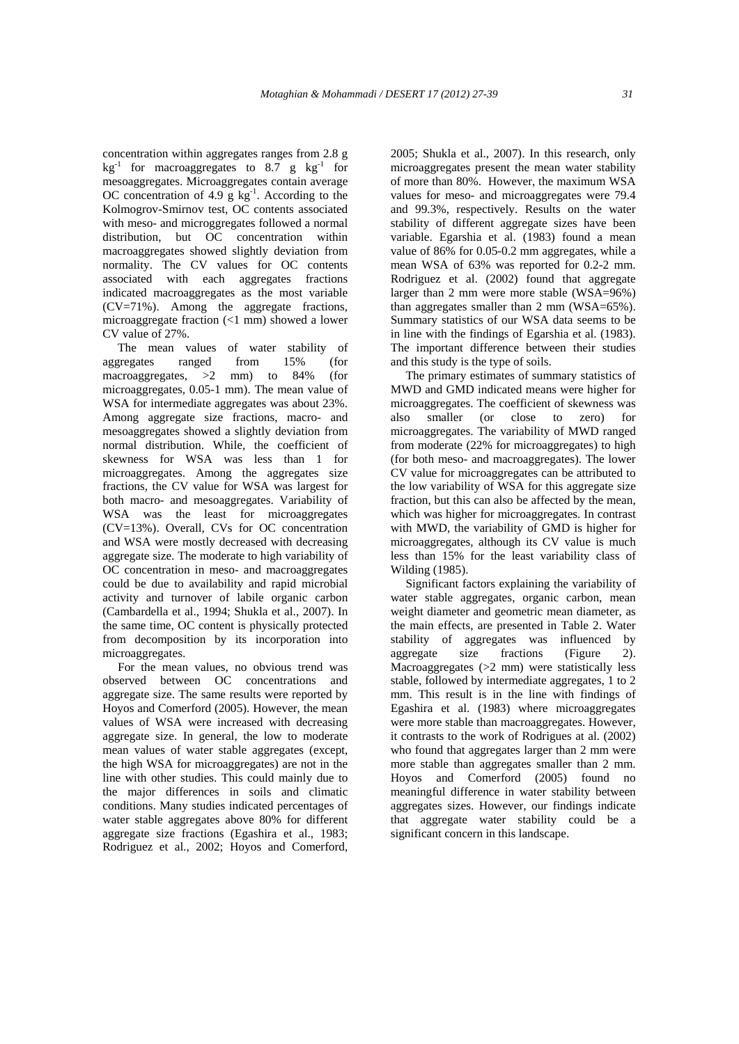concentration within aggregates ranges from 2.8 g $kg^{-1}$ for macroaggregates to 8.7 g $kg^{-1}$ for mesoaggregates. Microaggregates contain average OC concentration of 4.9 g $kg^{-1}$. According to the Kolmogrov-Smirnov test, OC contents associated with meso- and microggregates followed a normal distribution, but OC concentration within macroaggregates showed slightly deviation from normality. The CV values for OC contents associated with each aggregates fractions indicated macroaggregates as the most variable (CV=71%). Among the aggregate fractions, microaggregate fraction (<1 mm) showed a lower CV value of 27%.

The mean values of water stability of aggregates ranged from 15% (for macroaggregates, >2 mm) to 84% (for microaggregates, 0.05-1 mm). The mean value of WSA for intermediate aggregates was about 23%. Among aggregate size fractions, macro- and mesoaggregates showed a slightly deviation from normal distribution. While, the coefficient of skewness for WSA was less than 1 for microaggregates. Among the aggregates size fractions, the CV value for WSA was largest for both macro- and mesoaggregates. Variability of WSA was the least for microaggregates (CV=13%). Overall, CVs for OC concentration and WSA were mostly decreased with decreasing aggregate size. The moderate to high variability of OC concentration in meso- and macroaggregates could be due to availability and rapid microbial activity and turnover of labile organic carbon (Cambardella et al., 1994; Shukla et al., 2007). In the same time, OC content is physically protected from decomposition by its incorporation into microaggregates.

For the mean values, no obvious trend was observed between OC concentrations and aggregate size. The same results were reported by Hoyos and Comerford (2005). However, the mean values of WSA were increased with decreasing aggregate size. In general, the low to moderate mean values of water stable aggregates (except, the high WSA for microaggregates) are not in the line with other studies. This could mainly due to the major differences in soils and climatic conditions. Many studies indicated percentages of water stable aggregates above 80% for different aggregate size fractions (Egashira et al., 1983; Rodriguez et al., 2002; Hoyos and Comerford, 2005; Shukla et al., 2007). In this research, only microaggregates present the mean water stability of more than 80%. However, the maximum WSA values for meso- and microaggregates were 79.4 and 99.3%, respectively. Results on the water stability of different aggregate sizes have been variable. Egarshia et al. (1983) found a mean value of 86% for 0.05-0.2 mm aggregates, while a mean WSA of 63% was reported for 0.2-2 mm. Rodriguez et al. (2002) found that aggregate larger than 2 mm were more stable (WSA=96%) than aggregates smaller than 2 mm (WSA=65%). Summary statistics of our WSA data seems to be in line with the findings of Egarshia et al. (1983). The important difference between their studies and this study is the type of soils.

The primary estimates of summary statistics of MWD and GMD indicated means were higher for microaggregates. The coefficient of skewness was also smaller (or close to zero) for microaggregates. The variability of MWD ranged from moderate (22% for microaggregates) to high (for both meso- and macroaggregates). The lower CV value for microaggregates can be attributed to the low variability of WSA for this aggregate size fraction, but this can also be affected by the mean, which was higher for microaggregates. In contrast with MWD, the variability of GMD is higher for microaggregates, although its CV value is much less than 15% for the least variability class of Wilding (1985).

Significant factors explaining the variability of water stable aggregates, organic carbon, mean weight diameter and geometric mean diameter, as the main effects, are presented in Table 2. Water stability of aggregates was influenced by aggregate size fractions (Figure 2). Macroaggregates (>2 mm) were statistically less stable, followed by intermediate aggregates, 1 to 2 mm. This result is in the line with findings of Egashira et al. (1983) where microaggregates were more stable than macroaggregates. However, it contrasts to the work of Rodrigues at al. (2002) who found that aggregates larger than 2 mm were more stable than aggregates smaller than 2 mm. Hoyos and Comerford (2005) found no meaningful difference in water stability between aggregates sizes. However, our findings indicate that aggregate water stability could be a significant concern in this landscape.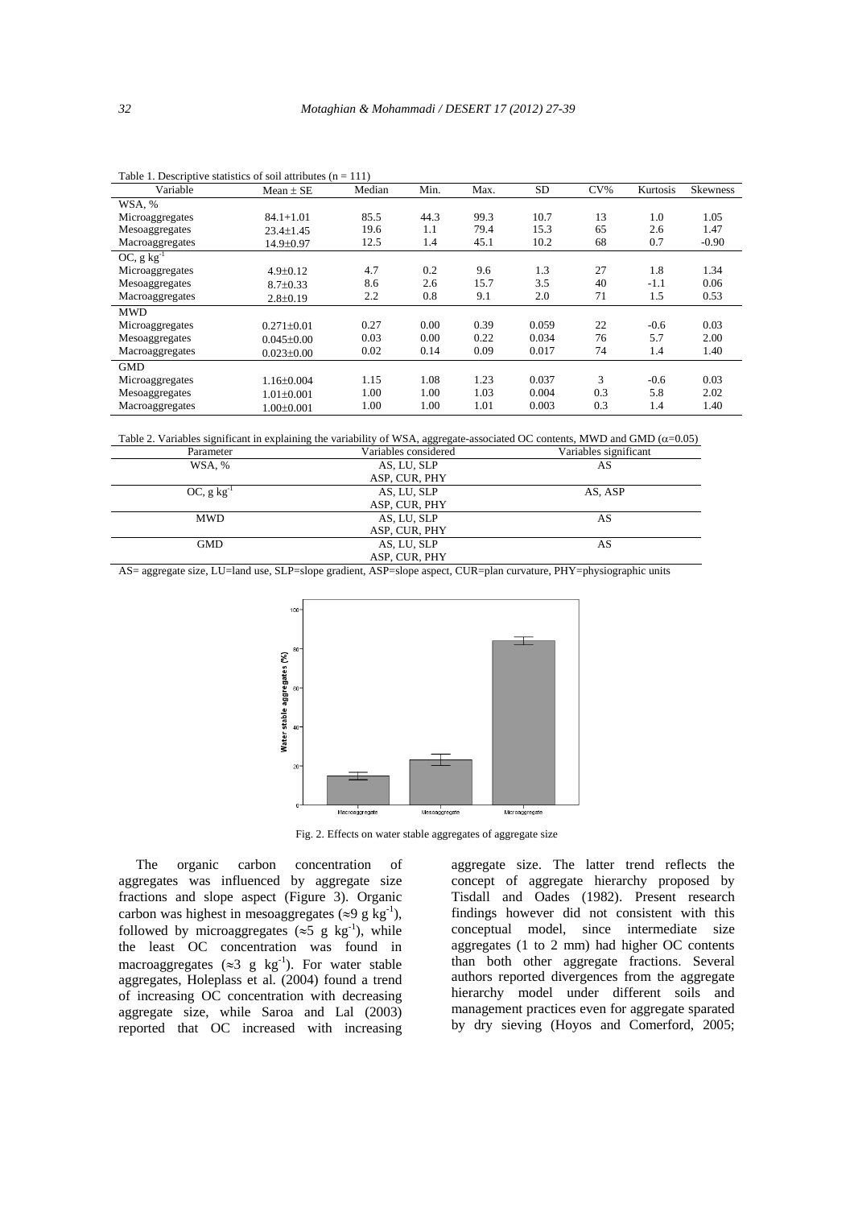Table 1. Descriptive statistics of soil attributes (n = 111)

| Variable | Mean ± SE | Median | Min. | Max. | SD | CV% | Kurtosis | Skewness |
|---|---|---|---|---|---|---|---|---|
| WSA, % | | | | | | | | |
| Microaggregates | 84.1+1.01 | 85.5 | 44.3 | 99.3 | 10.7 | 13 | 1.0 | 1.05 |
| Mesoaggregates | 23.4±1.45 | 19.6 | 1.1 | 79.4 | 15.3 | 65 | 2.6 | 1.47 |
| Macroaggregates | 14.9±0.97 | 12.5 | 1.4 | 45.1 | 10.2 | 68 | 0.7 | -0.90 |
| OC, g kg$^{-1}$ | | | | | | | | |
| Microaggregates | 4.9±0.12 | 4.7 | 0.2 | 9.6 | 1.3 | 27 | 1.8 | 1.34 |
| Mesoaggregates | 8.7±0.33 | 8.6 | 2.6 | 15.7 | 3.5 | 40 | -1.1 | 0.06 |
| Macroaggregates | 2.8±0.19 | 2.2 | 0.8 | 9.1 | 2.0 | 71 | 1.5 | 0.53 |
| MWD | | | | | | | | |
| Microaggregates | 0.271±0.01 | 0.27 | 0.00 | 0.39 | 0.059 | 22 | -0.6 | 0.03 |
| Mesoaggregates | 0.045±0.00 | 0.03 | 0.00 | 0.22 | 0.034 | 76 | 5.7 | 2.00 |
| Macroaggregates | 0.023±0.00 | 0.02 | 0.14 | 0.09 | 0.017 | 74 | 1.4 | 1.40 |
| GMD | | | | | | | | |
| Microaggregates | 1.16±0.004 | 1.15 | 1.08 | 1.23 | 0.037 | 3 | -0.6 | 0.03 |
| Mesoaggregates | 1.01±0.001 | 1.00 | 1.00 | 1.03 | 0.004 | 0.3 | 5.8 | 2.02 |
| Macroaggregates | 1.00±0.001 | 1.00 | 1.00 | 1.01 | 0.003 | 0.3 | 1.4 | 1.40 |

Table 2. Variables significant in explaining the variability of WSA, aggregate-associated OC contents, MWD and GMD ($\alpha$=0.05)

| Parameter | Variables considered | Variables significant |
|---|---|---|
| WSA, % | AS, LU, SLP ASP, CUR, PHY | AS |
| OC, g kg$^{-1}$ | AS, LU, SLP ASP, CUR, PHY | AS, ASP |
| MWD | AS, LU, SLP ASP, CUR, PHY | AS |
| GMD | AS, LU, SLP ASP, CUR, PHY | AS |

AS= aggregate size, LU=land use, SLP=slope gradient, ASP=slope aspect, CUR=plan curvature, PHY=physiographic units

Fig. 2. Effects on water stable aggregates of aggregate size

The organic carbon concentration of aggregates was influenced by aggregate size fractions and slope aspect (Figure 3). Organic carbon was highest in mesoaggregates (≈9 g kg$^{-1}$), followed by microaggregates (≈5 g kg$^{-1}$), while the least OC concentration was found in macroaggregates (≈3 g kg$^{-1}$). For water stable aggregates, Holeplass et al. (2004) found a trend of increasing OC concentration with decreasing aggregate size, while Saroa and Lal (2003) reported that OC increased with increasing aggregate size. The latter trend reflects the concept of aggregate hierarchy proposed by Tisdall and Oades (1982). Present research findings however did not consistent with this conceptual model, since intermediate size aggregates (1 to 2 mm) had higher OC contents than both other aggregate fractions. Several authors reported divergences from the aggregate hierarchy model under different soils and management practices even for aggregate sparated by dry sieving (Hoyos and Comerford, 2005;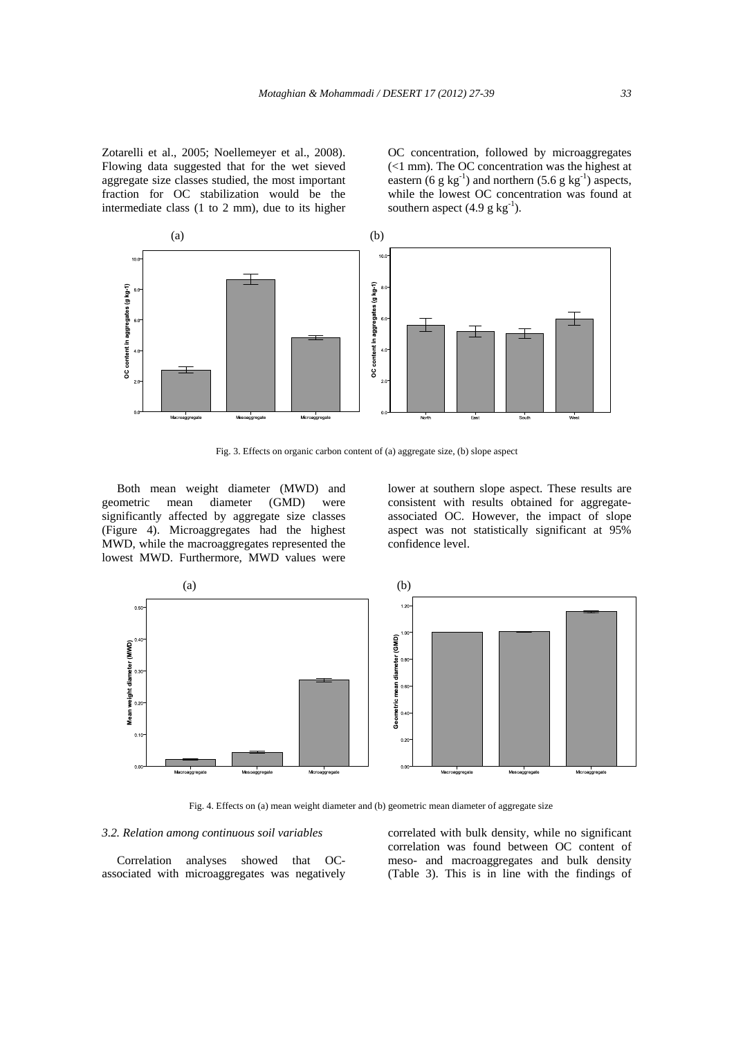Zotarelli et al., 2005; Noellemeyer et al., 2008). Flowing data suggested that for the wet sieved aggregate size classes studied, the most important fraction for OC stabilization would be the intermediate class (1 to 2 mm), due to its higher OC concentration, followed by microaggregates (<1 mm). The OC concentration was the highest at eastern (6 g $kg^{-1}$) and northern (5.6 g $kg^{-1}$) aspects, while the lowest OC concentration was found at southern aspect (4.9 g $kg^{-1}$).

Fig. 3. Effects on organic carbon content of (a) aggregate size, (b) slope aspect

Both mean weight diameter (MWD) and geometric mean diameter (GMD) were significantly affected by aggregate size classes (Figure 4). Microaggregates had the highest MWD, while the macroaggregates represented the lowest MWD. Furthermore, MWD values were lower at southern slope aspect. These results are consistent with results obtained for aggregate-associated OC. However, the impact of slope aspect was not statistically significant at 95% confidence level.

Fig. 4. Effects on (a) mean weight diameter and (b) geometric mean diameter of aggregate size

### 3.2. Relation among continuous soil variables

Correlation analyses showed that OC-associated with microaggregates was negatively correlated with bulk density, while no significant correlation was found between OC content of meso- and macroaggregates and bulk density (Table 3). This is in line with the findings of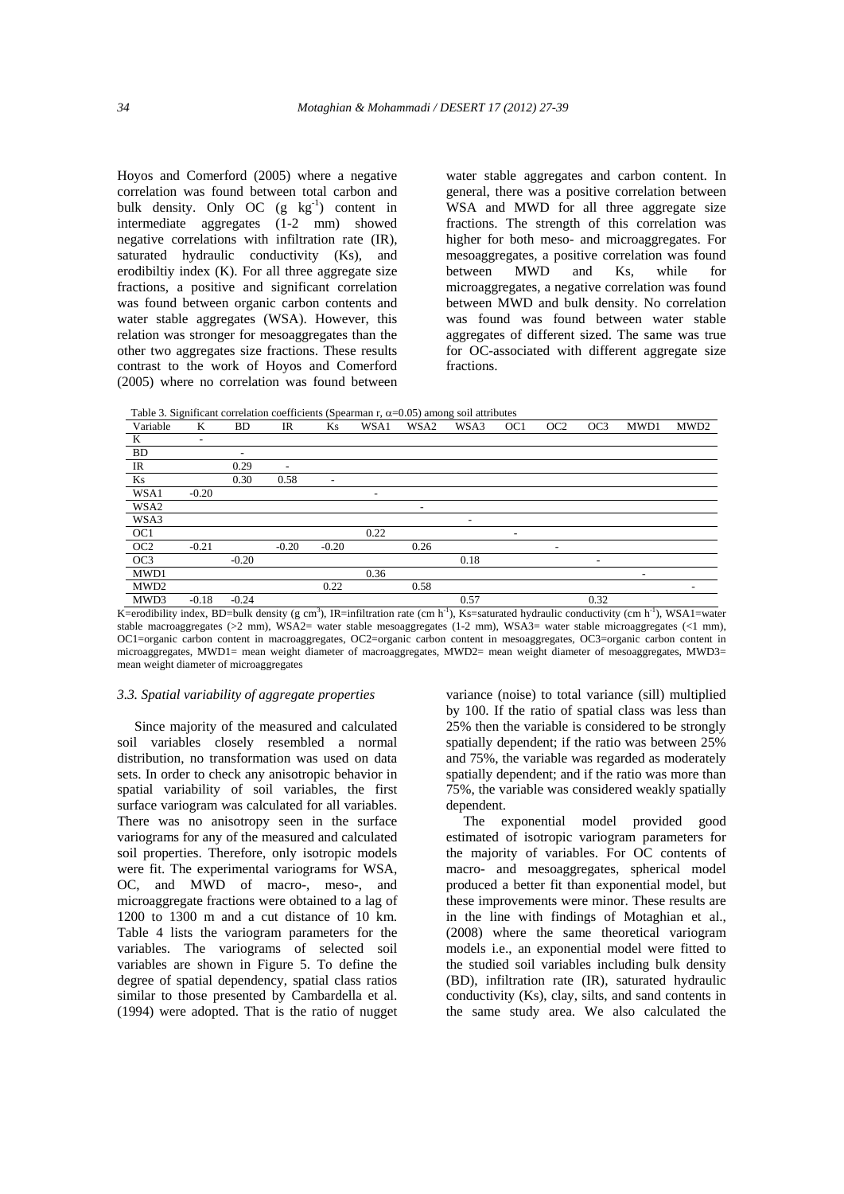Hoyos and Comerford (2005) where a negative correlation was found between total carbon and bulk density. Only OC (g kg$^{-1}$) content in intermediate aggregates (1-2 mm) showed negative correlations with infiltration rate (IR), saturated hydraulic conductivity (Ks), and erodibiltiy index (K). For all three aggregate size fractions, a positive and significant correlation was found between organic carbon contents and water stable aggregates (WSA). However, this relation was stronger for mesoaggregates than the other two aggregates size fractions. These results contrast to the work of Hoyos and Comerford (2005) where no correlation was found between water stable aggregates and carbon content. In general, there was a positive correlation between WSA and MWD for all three aggregate size fractions. The strength of this correlation was higher for both meso- and microaggregates. For mesoaggregates, a positive correlation was found between MWD and Ks, while for microaggregates, a negative correlation was found between MWD and bulk density. No correlation was found was found between water stable aggregates of different sized. The same was true for OC-associated with different aggregate size fractions.

Table 3. Significant correlation coefficients (Spearman r, $\alpha$=0.05) among soil attributes

| Variable | K | BD | IR | Ks | WSA1 | WSA2 | WSA3 | OC1 | OC2 | OC3 | MWD1 | MWD2 |
|---|---|---|---|---|---|---|---|---|---|---|---|---|
| K | - | | | | | | | | | | | |
| BD | | - | | | | | | | | | | |
| IR | | 0.29 | - | | | | | | | | | |
| Ks | | 0.30 | 0.58 | - | | | | | | | | |
| WSA1 | -0.20 | | | | - | | | | | | | |
| WSA2 | | | | | | - | | | | | | |
| WSA3 | | | | | | | - | | | | | |
| OC1 | | | | | 0.22 | | | - | | | | |
| OC2 | -0.21 | | -0.20 | -0.20 | | 0.26 | | | - | | | |
| OC3 | | -0.20 | | | | | 0.18 | | | - | | |
| MWD1 | | | | | 0.36 | | | | | | - | |
| MWD2 | | | | 0.22 | | 0.58 | | | | | | - |
| MWD3 | -0.18 | -0.24 | | | | | 0.57 | | | 0.32 | | |

K=erodibility index, BD=bulk density (g cm$^{3}$), IR=infiltration rate (cm h$^{-1}$), Ks=saturated hydraulic conductivity (cm h$^{-1}$), WSA1=water stable macroaggregates (>2 mm), WSA2= water stable mesoaggregates (1-2 mm), WSA3= water stable microaggregates (<1 mm), OC1=organic carbon content in macroaggregates, OC2=organic carbon content in mesoaggregates, OC3=organic carbon content in microaggregates, MWD1= mean weight diameter of macroaggregates, MWD2= mean weight diameter of mesoaggregates, MWD3= mean weight diameter of microaggregates

### 3.3. Spatial variability of aggregate properties

Since majority of the measured and calculated soil variables closely resembled a normal distribution, no transformation was used on data sets. In order to check any anisotropic behavior in spatial variability of soil variables, the first surface variogram was calculated for all variables. There was no anisotropy seen in the surface variograms for any of the measured and calculated soil properties. Therefore, only isotropic models were fit. The experimental variograms for WSA, OC, and MWD of macro-, meso-, and microaggregate fractions were obtained to a lag of 1200 to 1300 m and a cut distance of 10 km. Table 4 lists the variogram parameters for the variables. The variograms of selected soil variables are shown in Figure 5. To define the degree of spatial dependency, spatial class ratios similar to those presented by Cambardella et al. (1994) were adopted. That is the ratio of nugget variance (noise) to total variance (sill) multiplied by 100. If the ratio of spatial class was less than 25% then the variable is considered to be strongly spatially dependent; if the ratio was between 25% and 75%, the variable was regarded as moderately spatially dependent; and if the ratio was more than 75%, the variable was considered weakly spatially dependent.

The exponential model provided good estimated of isotropic variogram parameters for the majority of variables. For OC contents of macro- and mesoaggregates, spherical model produced a better fit than exponential model, but these improvements were minor. These results are in the line with findings of Motaghian et al., (2008) where the same theoretical variogram models i.e., an exponential model were fitted to the studied soil variables including bulk density (BD), infiltration rate (IR), saturated hydraulic conductivity (Ks), clay, silts, and sand contents in the same study area. We also calculated the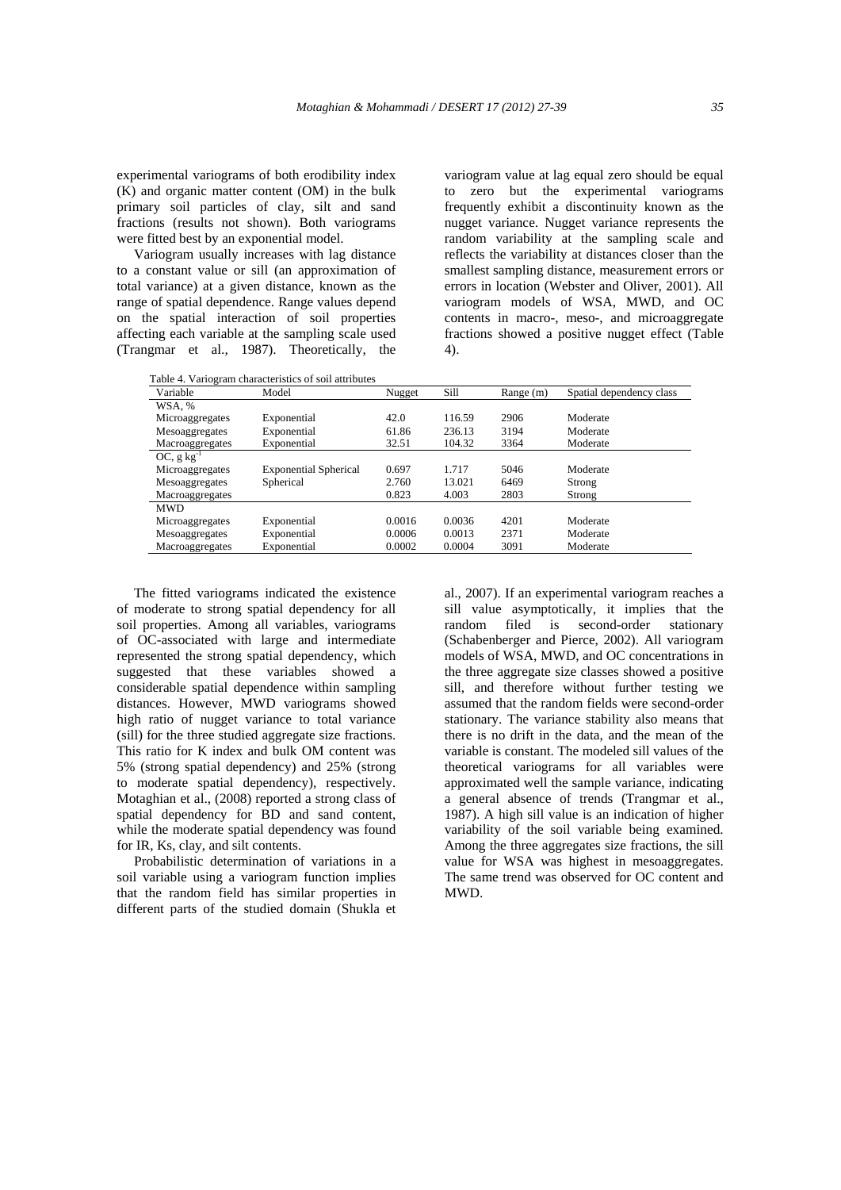experimental variograms of both erodibility index (K) and organic matter content (OM) in the bulk primary soil particles of clay, silt and sand fractions (results not shown). Both variograms were fitted best by an exponential model.

Variogram usually increases with lag distance to a constant value or sill (an approximation of total variance) at a given distance, known as the range of spatial dependence. Range values depend on the spatial interaction of soil properties affecting each variable at the sampling scale used (Trangmar et al., 1987). Theoretically, the variogram value at lag equal zero should be equal to zero but the experimental variograms frequently exhibit a discontinuity known as the nugget variance. Nugget variance represents the random variability at the sampling scale and reflects the variability at distances closer than the smallest sampling distance, measurement errors or errors in location (Webster and Oliver, 2001). All variogram models of WSA, MWD, and OC contents in macro-, meso-, and microaggregate fractions showed a positive nugget effect (Table 4).

Table 4. Variogram characteristics of soil attributes

| Variable | Model | Nugget | Sill | Range (m) | Spatial dependency class |
|---|---|---|---|---|---|
| WSA, % | | | | | |
| Microaggregates | Exponential | 42.0 | 116.59 | 2906 | Moderate |
| Mesoaggregates | Exponential | 61.86 | 236.13 | 3194 | Moderate |
| Macroaggregates | Exponential | 32.51 | 104.32 | 3364 | Moderate |
| OC, g $kg^{-1}$ | | | | | |
| Microaggregates | Exponential Spherical | 0.697 | 1.717 | 5046 | Moderate |
| Mesoaggregates | Spherical | 2.760 | 13.021 | 6469 | Strong |
| Macroaggregates | | 0.823 | 4.003 | 2803 | Strong |
| MWD | | | | | |
| Microaggregates | Exponential | 0.0016 | 0.0036 | 4201 | Moderate |
| Mesoaggregates | Exponential | 0.0006 | 0.0013 | 2371 | Moderate |
| Macroaggregates | Exponential | 0.0002 | 0.0004 | 3091 | Moderate |

The fitted variograms indicated the existence of moderate to strong spatial dependency for all soil properties. Among all variables, variograms of OC-associated with large and intermediate represented the strong spatial dependency, which suggested that these variables showed a considerable spatial dependence within sampling distances. However, MWD variograms showed high ratio of nugget variance to total variance (sill) for the three studied aggregate size fractions. This ratio for K index and bulk OM content was 5% (strong spatial dependency) and 25% (strong to moderate spatial dependency), respectively. Motaghian et al., (2008) reported a strong class of spatial dependency for BD and sand content, while the moderate spatial dependency was found for IR, Ks, clay, and silt contents.

Probabilistic determination of variations in a soil variable using a variogram function implies that the random field has similar properties in different parts of the studied domain (Shukla et al., 2007). If an experimental variogram reaches a sill value asymptotically, it implies that the random filed is second-order stationary (Schabenberger and Pierce, 2002). All variogram models of WSA, MWD, and OC concentrations in the three aggregate size classes showed a positive sill, and therefore without further testing we assumed that the random fields were second-order stationary. The variance stability also means that there is no drift in the data, and the mean of the variable is constant. The modeled sill values of the theoretical variograms for all variables were approximated well the sample variance, indicating a general absence of trends (Trangmar et al., 1987). A high sill value is an indication of higher variability of the soil variable being examined. Among the three aggregates size fractions, the sill value for WSA was highest in mesoaggregates. The same trend was observed for OC content and MWD.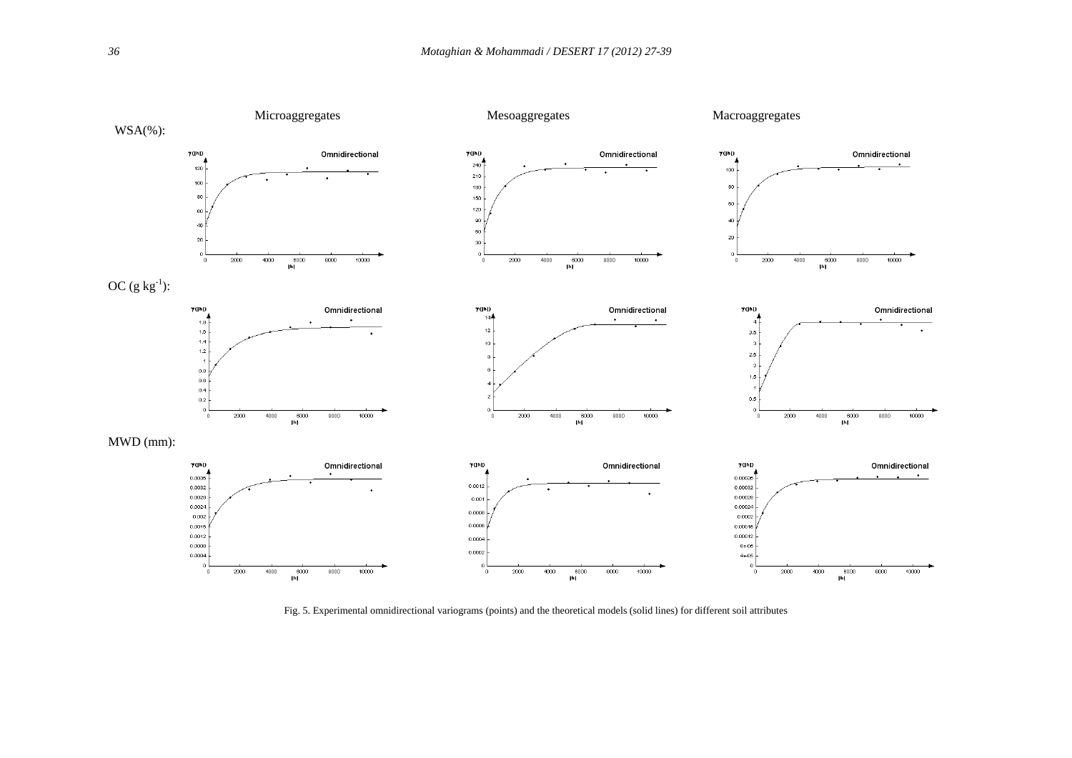Fig. 5. Experimental omnidirectional variograms (points) and the theoretical models (solid lines) for different soil attributes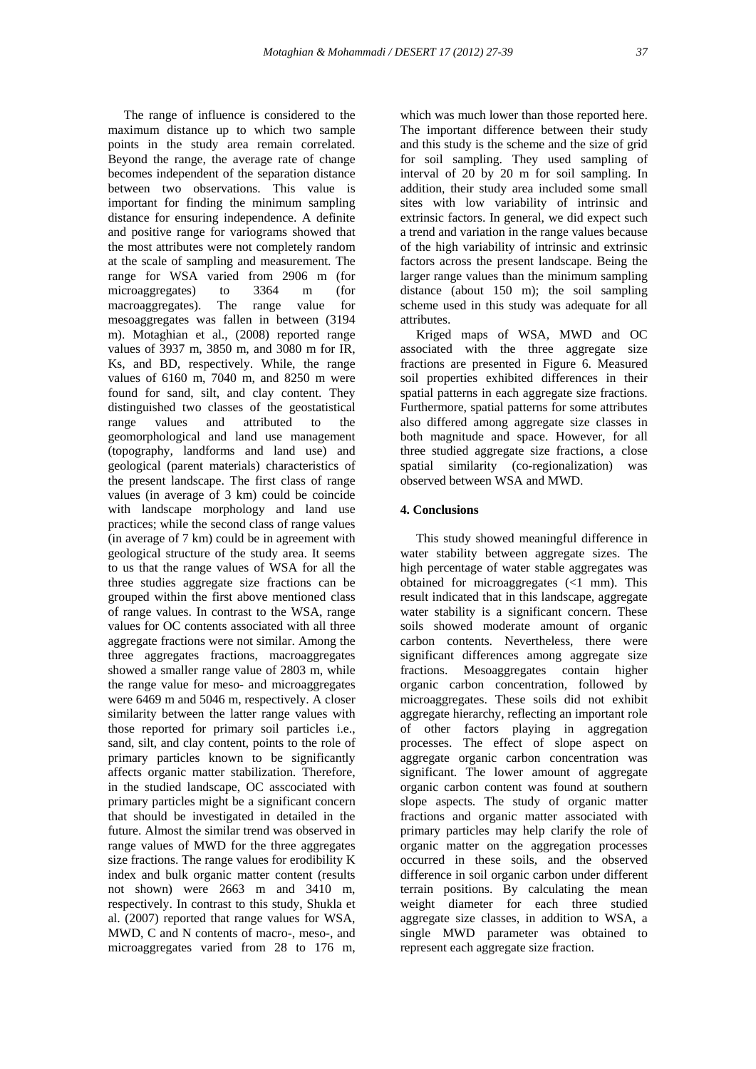The range of influence is considered to the maximum distance up to which two sample points in the study area remain correlated. Beyond the range, the average rate of change becomes independent of the separation distance between two observations. This value is important for finding the minimum sampling distance for ensuring independence. A definite and positive range for variograms showed that the most attributes were not completely random at the scale of sampling and measurement. The range for WSA varied from 2906 m (for microaggregates) to 3364 m (for macroaggregates). The range value for mesoaggregates was fallen in between (3194 m). Motaghian et al., (2008) reported range values of 3937 m, 3850 m, and 3080 m for IR, Ks, and BD, respectively. While, the range values of 6160 m, 7040 m, and 8250 m were found for sand, silt, and clay content. They distinguished two classes of the geostatistical range values and attributed to the geomorphological and land use management (topography, landforms and land use) and geological (parent materials) characteristics of the present landscape. The first class of range values (in average of 3 km) could be coincide with landscape morphology and land use practices; while the second class of range values (in average of 7 km) could be in agreement with geological structure of the study area. It seems to us that the range values of WSA for all the three studies aggregate size fractions can be grouped within the first above mentioned class of range values. In contrast to the WSA, range values for OC contents associated with all three aggregate fractions were not similar. Among the three aggregates fractions, macroaggregates showed a smaller range value of 2803 m, while the range value for meso- and microaggregates were 6469 m and 5046 m, respectively. A closer similarity between the latter range values with those reported for primary soil particles i.e., sand, silt, and clay content, points to the role of primary particles known to be significantly affects organic matter stabilization. Therefore, in the studied landscape, OC asscociated with primary particles might be a significant concern that should be investigated in detailed in the future. Almost the similar trend was observed in range values of MWD for the three aggregates size fractions. The range values for erodibility K index and bulk organic matter content (results not shown) were 2663 m and 3410 m, respectively. In contrast to this study, Shukla et al. (2007) reported that range values for WSA, MWD, C and N contents of macro-, meso-, and microaggregates varied from 28 to 176 m, which was much lower than those reported here. The important difference between their study and this study is the scheme and the size of grid for soil sampling. They used sampling of interval of 20 by 20 m for soil sampling. In addition, their study area included some small sites with low variability of intrinsic and extrinsic factors. In general, we did expect such a trend and variation in the range values because of the high variability of intrinsic and extrinsic factors across the present landscape. Being the larger range values than the minimum sampling distance (about 150 m); the soil sampling scheme used in this study was adequate for all attributes.

Kriged maps of WSA, MWD and OC associated with the three aggregate size fractions are presented in Figure 6. Measured soil properties exhibited differences in their spatial patterns in each aggregate size fractions. Furthermore, spatial patterns for some attributes also differed among aggregate size classes in both magnitude and space. However, for all three studied aggregate size fractions, a close spatial similarity (co-regionalization) was observed between WSA and MWD.

## 4. Conclusions

This study showed meaningful difference in water stability between aggregate sizes. The high percentage of water stable aggregates was obtained for microaggregates (<1 mm). This result indicated that in this landscape, aggregate water stability is a significant concern. These soils showed moderate amount of organic carbon contents. Nevertheless, there were significant differences among aggregate size fractions. Mesoaggregates contain higher organic carbon concentration, followed by microaggregates. These soils did not exhibit aggregate hierarchy, reflecting an important role of other factors playing in aggregation processes. The effect of slope aspect on aggregate organic carbon concentration was significant. The lower amount of aggregate organic carbon content was found at southern slope aspects. The study of organic matter fractions and organic matter associated with primary particles may help clarify the role of organic matter on the aggregation processes occurred in these soils, and the observed difference in soil organic carbon under different terrain positions. By calculating the mean weight diameter for each three studied aggregate size classes, in addition to WSA, a single MWD parameter was obtained to represent each aggregate size fraction.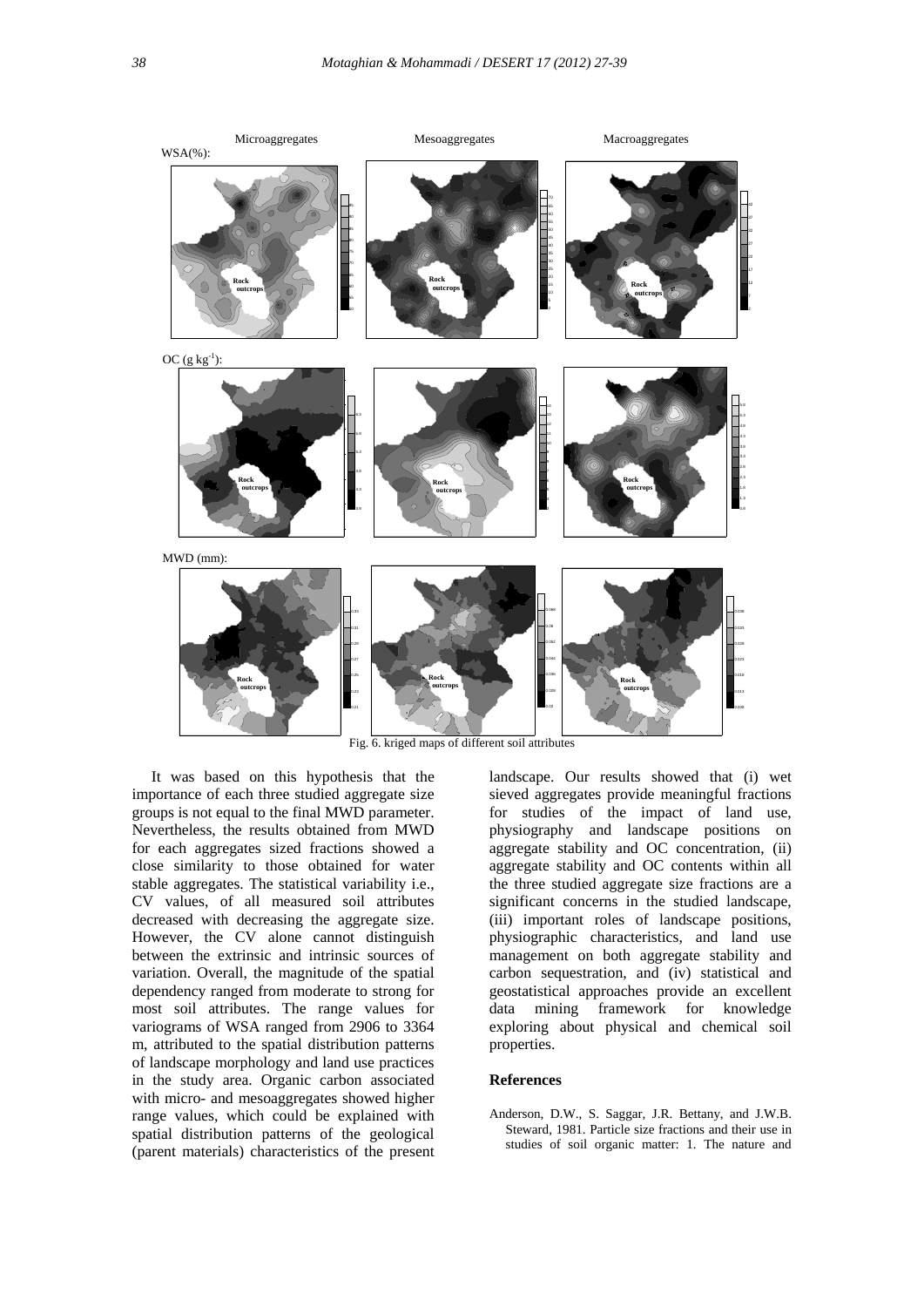Fig. 6. kriged maps of different soil attributes

It was based on this hypothesis that the importance of each three studied aggregate size groups is not equal to the final MWD parameter. Nevertheless, the results obtained from MWD for each aggregates sized fractions showed a close similarity to those obtained for water stable aggregates. The statistical variability i.e., CV values, of all measured soil attributes decreased with decreasing the aggregate size. However, the CV alone cannot distinguish between the extrinsic and intrinsic sources of variation. Overall, the magnitude of the spatial dependency ranged from moderate to strong for most soil attributes. The range values for variograms of WSA ranged from 2906 to 3364 m, attributed to the spatial distribution patterns of landscape morphology and land use practices in the study area. Organic carbon associated with micro- and mesoaggregates showed higher range values, which could be explained with spatial distribution patterns of the geological (parent materials) characteristics of the present landscape. Our results showed that (i) wet sieved aggregates provide meaningful fractions for studies of the impact of land use, physiography and landscape positions on aggregate stability and OC concentration, (ii) aggregate stability and OC contents within all the three studied aggregate size fractions are a significant concerns in the studied landscape, (iii) important roles of landscape positions, physiographic characteristics, and land use management on both aggregate stability and carbon sequestration, and (iv) statistical and geostatistical approaches provide an excellent data mining framework for knowledge exploring about physical and chemical soil properties.

## References

Anderson, D.W., S. Saggar, J.R. Bettany, and J.W.B. Steward, 1981. Particle size fractions and their use in studies of soil organic matter: 1. The nature and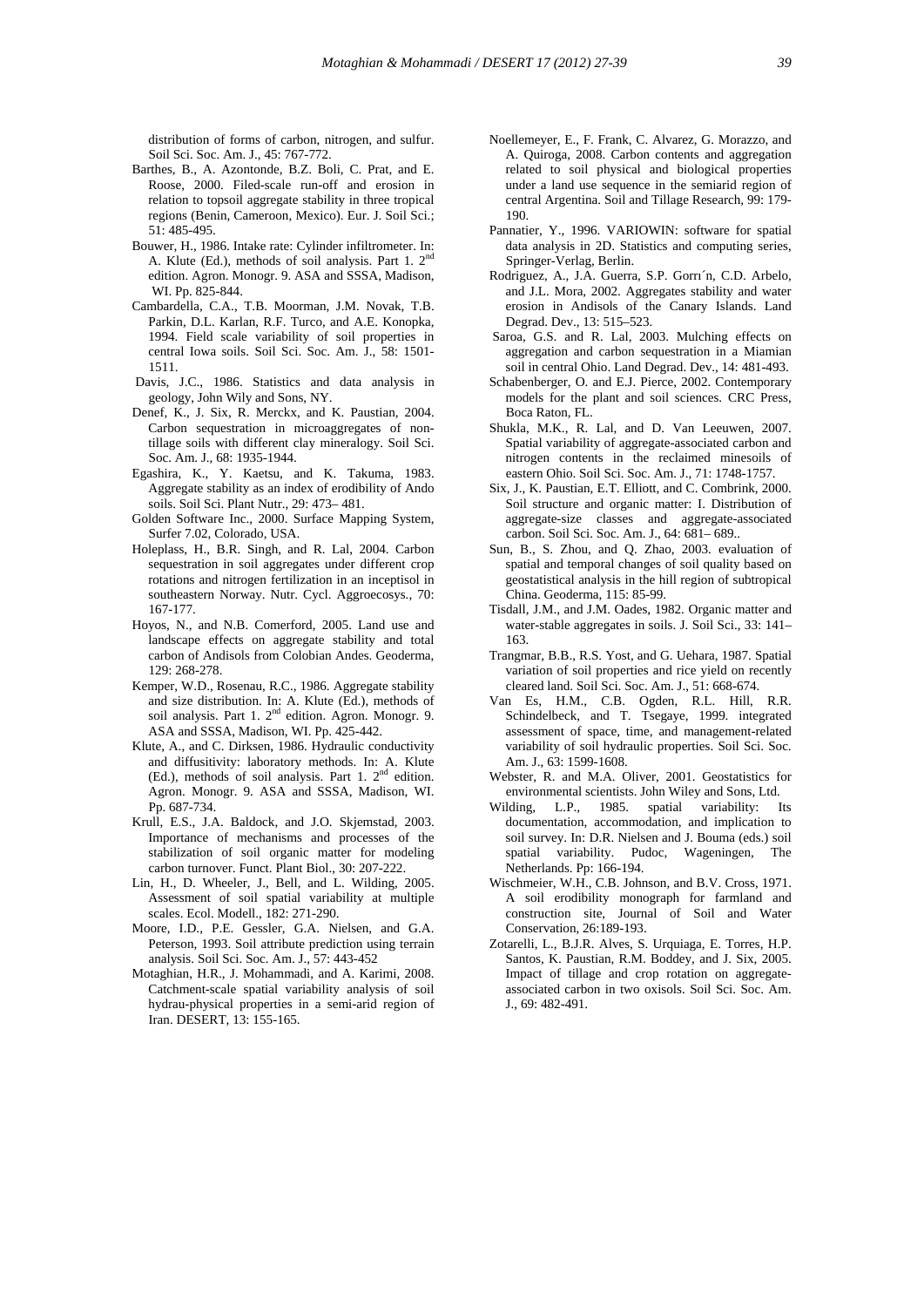distribution of forms of carbon, nitrogen, and sulfur. Soil Sci. Soc. Am. J., 45: 767-772.

Barthes, B., A. Azontonde, B.Z. Boli, C. Prat, and E. Roose, 2000. Filed-scale run-off and erosion in relation to topsoil aggregate stability in three tropical regions (Benin, Cameroon, Mexico). Eur. J. Soil Sci.; 51: 485-495.

Bouwer, H., 1986. Intake rate: Cylinder infiltrometer. In: A. Klute (Ed.), methods of soil analysis. Part 1. 2nd edition. Agron. Monogr. 9. ASA and SSSA, Madison, WI. Pp. 825-844.

Cambardella, C.A., T.B. Moorman, J.M. Novak, T.B. Parkin, D.L. Karlan, R.F. Turco, and A.E. Konopka, 1994. Field scale variability of soil properties in central Iowa soils. Soil Sci. Soc. Am. J., 58: 1501-1511.

Davis, J.C., 1986. Statistics and data analysis in geology, John Wily and Sons, NY.

Denef, K., J. Six, R. Merckx, and K. Paustian, 2004. Carbon sequestration in microaggregates of non-tillage soils with different clay mineralogy. Soil Sci. Soc. Am. J., 68: 1935-1944.

Egashira, K., Y. Kaetsu, and K. Takuma, 1983. Aggregate stability as an index of erodibility of Ando soils. Soil Sci. Plant Nutr., 29: 473– 481.

Golden Software Inc., 2000. Surface Mapping System, Surfer 7.02, Colorado, USA.

Holeplass, H., B.R. Singh, and R. Lal, 2004. Carbon sequestration in soil aggregates under different crop rotations and nitrogen fertilization in an inceptisol in southeastern Norway. Nutr. Cycl. Aggroecosys., 70: 167-177.

Hoyos, N., and N.B. Comerford, 2005. Land use and landscape effects on aggregate stability and total carbon of Andisols from Colobian Andes. Geoderma, 129: 268-278.

Kemper, W.D., Rosenau, R.C., 1986. Aggregate stability and size distribution. In: A. Klute (Ed.), methods of soil analysis. Part 1. 2nd edition. Agron. Monogr. 9. ASA and SSSA, Madison, WI. Pp. 425-442.

Klute, A., and C. Dirksen, 1986. Hydraulic conductivity and diffusitivity: laboratory methods. In: A. Klute (Ed.), methods of soil analysis. Part 1. 2nd edition. Agron. Monogr. 9. ASA and SSSA, Madison, WI. Pp. 687-734.

Krull, E.S., J.A. Baldock, and J.O. Skjemstad, 2003. Importance of mechanisms and processes of the stabilization of soil organic matter for modeling carbon turnover. Funct. Plant Biol., 30: 207-222.

Lin, H., D. Wheeler, J., Bell, and L. Wilding, 2005. Assessment of soil spatial variability at multiple scales. Ecol. Modell., 182: 271-290.

Moore, I.D., P.E. Gessler, G.A. Nielsen, and G.A. Peterson, 1993. Soil attribute prediction using terrain analysis. Soil Sci. Soc. Am. J., 57: 443-452

Motaghian, H.R., J. Mohammadi, and A. Karimi, 2008. Catchment-scale spatial variability analysis of soil hydrau-physical properties in a semi-arid region of Iran. DESERT, 13: 155-165.

Noellemeyer, E., F. Frank, C. Alvarez, G. Morazzo, and A. Quiroga, 2008. Carbon contents and aggregation related to soil physical and biological properties under a land use sequence in the semiarid region of central Argentina. Soil and Tillage Research, 99: 179-190.

Pannatier, Y., 1996. VARIOWIN: software for spatial data analysis in 2D. Statistics and computing series, Springer-Verlag, Berlin.

Rodriguez, A., J.A. Guerra, S.P. Gorrı´n, C.D. Arbelo, and J.L. Mora, 2002. Aggregates stability and water erosion in Andisols of the Canary Islands. Land Degrad. Dev., 13: 515–523.

Saroa, G.S. and R. Lal, 2003. Mulching effects on aggregation and carbon sequestration in a Miamian soil in central Ohio. Land Degrad. Dev., 14: 481-493.

Schabenberger, O. and E.J. Pierce, 2002. Contemporary models for the plant and soil sciences. CRC Press, Boca Raton, FL.

Shukla, M.K., R. Lal, and D. Van Leeuwen, 2007. Spatial variability of aggregate-associated carbon and nitrogen contents in the reclaimed minesoils of eastern Ohio. Soil Sci. Soc. Am. J., 71: 1748-1757.

Six, J., K. Paustian, E.T. Elliott, and C. Combrink, 2000. Soil structure and organic matter: I. Distribution of aggregate-size classes and aggregate-associated carbon. Soil Sci. Soc. Am. J., 64: 681– 689..

Sun, B., S. Zhou, and Q. Zhao, 2003. evaluation of spatial and temporal changes of soil quality based on geostatistical analysis in the hill region of subtropical China. Geoderma, 115: 85-99.

Tisdall, J.M., and J.M. Oades, 1982. Organic matter and water-stable aggregates in soils. J. Soil Sci., 33: 141–163.

Trangmar, B.B., R.S. Yost, and G. Uehara, 1987. Spatial variation of soil properties and rice yield on recently cleared land. Soil Sci. Soc. Am. J., 51: 668-674.

Van Es, H.M., C.B. Ogden, R.L. Hill, R.R. Schindelbeck, and T. Tsegaye, 1999. integrated assessment of space, time, and management-related variability of soil hydraulic properties. Soil Sci. Soc. Am. J., 63: 1599-1608.

Webster, R. and M.A. Oliver, 2001. Geostatistics for environmental scientists. John Wiley and Sons, Ltd.

Wilding, L.P., 1985. spatial variability: Its documentation, accommodation, and implication to soil survey. In: D.R. Nielsen and J. Bouma (eds.) soil spatial variability. Pudoc, Wageningen, The Netherlands. Pp: 166-194.

Wischmeier, W.H., C.B. Johnson, and B.V. Cross, 1971. A soil erodibility monograph for farmland and construction site, Journal of Soil and Water Conservation, 26:189-193.

Zotarelli, L., B.J.R. Alves, S. Urquiaga, E. Torres, H.P. Santos, K. Paustian, R.M. Boddey, and J. Six, 2005. Impact of tillage and crop rotation on aggregate-associated carbon in two oxisols. Soil Sci. Soc. Am. J., 69: 482-491.